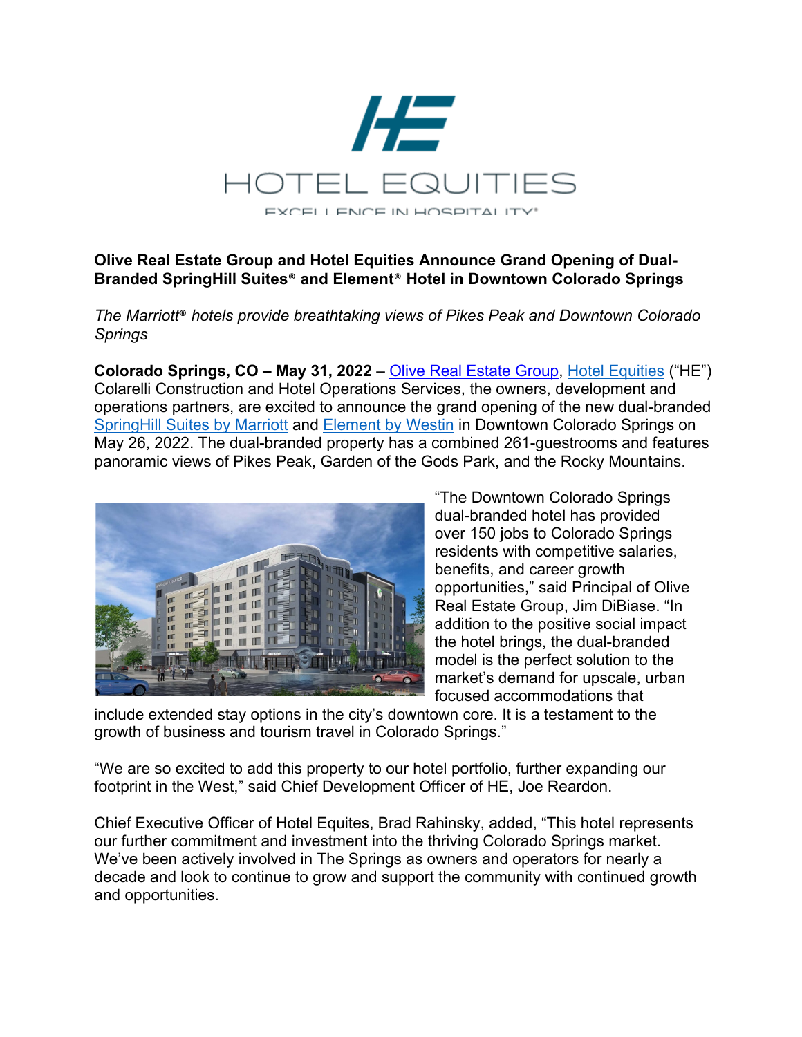# HOTEL EQUITIES

EXCELLENCE IN HOSPITALITY®

**Olive Real Estate Group and Hotel Equities Announce Grand Opening of Dual-Branded SpringHill Suites® and Element® Hotel in Downtown Colorado Springs**

*The Marriott® hotels provide breathtaking views of Pikes Peak and Downtown Colorado Springs*

**Colorado Springs, CO – May 31, 2022** – Olive Real Estate Group, Hotel Equities ("HE") Colarelli Construction and Hotel Operations Services, the owners, development and operations partners, are excited to announce the grand opening of the new dual-branded SpringHill Suites by Marriott and Element by Westin in Downtown Colorado Springs on May 26, 2022. The dual-branded property has a combined 261-guestrooms and features panoramic views of Pikes Peak, Garden of the Gods Park, and the Rocky Mountains.

"The Downtown Colorado Springs dual-branded hotel has provided over 150 jobs to Colorado Springs residents with competitive salaries, benefits, and career growth opportunities," said Principal of Olive Real Estate Group, Jim DiBiase. "In addition to the positive social impact the hotel brings, the dual-branded model is the perfect solution to the market's demand for upscale, urban focused accommodations that include extended stay options in the city's downtown core. It is a testament to the growth of business and tourism travel in Colorado Springs."

"We are so excited to add this property to our hotel portfolio, further expanding our footprint in the West," said Chief Development Officer of HE, Joe Reardon.

Chief Executive Officer of Hotel Equites, Brad Rahinsky, added, "This hotel represents our further commitment and investment into the thriving Colorado Springs market. We've been actively involved in The Springs as owners and operators for nearly a decade and look to continue to grow and support the community with continued growth and opportunities.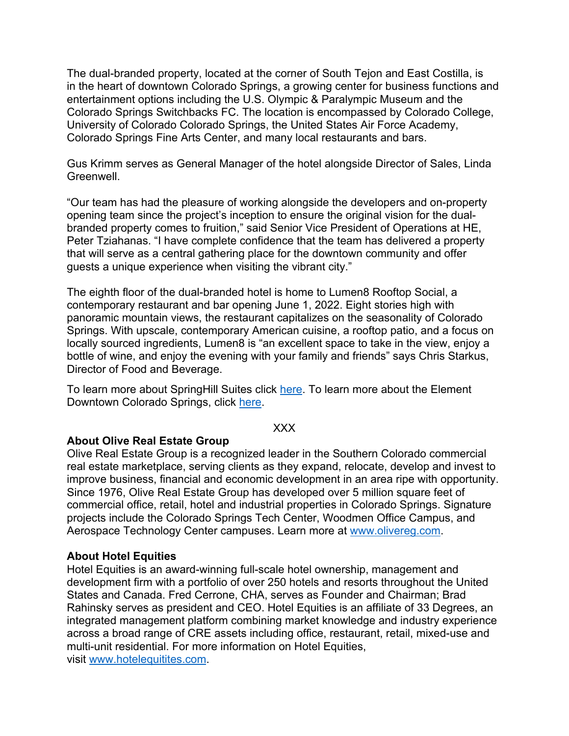The dual-branded property, located at the corner of South Tejon and East Costilla, is in the heart of downtown Colorado Springs, a growing center for business functions and entertainment options including the U.S. Olympic & Paralympic Museum and the Colorado Springs Switchbacks FC. The location is encompassed by Colorado College, University of Colorado Colorado Springs, the United States Air Force Academy, Colorado Springs Fine Arts Center, and many local restaurants and bars.

Gus Krimm serves as General Manager of the hotel alongside Director of Sales, Linda Greenwell.

"Our team has had the pleasure of working alongside the developers and on-property opening team since the project's inception to ensure the original vision for the dual-branded property comes to fruition," said Senior Vice President of Operations at HE, Peter Tziahanas. "I have complete confidence that the team has delivered a property that will serve as a central gathering place for the downtown community and offer guests a unique experience when visiting the vibrant city."

The eighth floor of the dual-branded hotel is home to Lumen8 Rooftop Social, a contemporary restaurant and bar opening June 1, 2022. Eight stories high with panoramic mountain views, the restaurant capitalizes on the seasonality of Colorado Springs. With upscale, contemporary American cuisine, a rooftop patio, and a focus on locally sourced ingredients, Lumen8 is "an excellent space to take in the view, enjoy a bottle of wine, and enjoy the evening with your family and friends" says Chris Starkus, Director of Food and Beverage.

To learn more about SpringHill Suites click here. To learn more about the Element Downtown Colorado Springs, click here.

XXX

**About Olive Real Estate Group**
Olive Real Estate Group is a recognized leader in the Southern Colorado commercial real estate marketplace, serving clients as they expand, relocate, develop and invest to improve business, financial and economic development in an area ripe with opportunity. Since 1976, Olive Real Estate Group has developed over 5 million square feet of commercial office, retail, hotel and industrial properties in Colorado Springs. Signature projects include the Colorado Springs Tech Center, Woodmen Office Campus, and Aerospace Technology Center campuses. Learn more at www.olivereg.com.

**About Hotel Equities**
Hotel Equities is an award-winning full-scale hotel ownership, management and development firm with a portfolio of over 250 hotels and resorts throughout the United States and Canada. Fred Cerrone, CHA, serves as Founder and Chairman; Brad Rahinsky serves as president and CEO. Hotel Equities is an affiliate of 33 Degrees, an integrated management platform combining market knowledge and industry experience across a broad range of CRE assets including office, restaurant, retail, mixed-use and multi-unit residential. For more information on Hotel Equities, visit www.hotelequitites.com.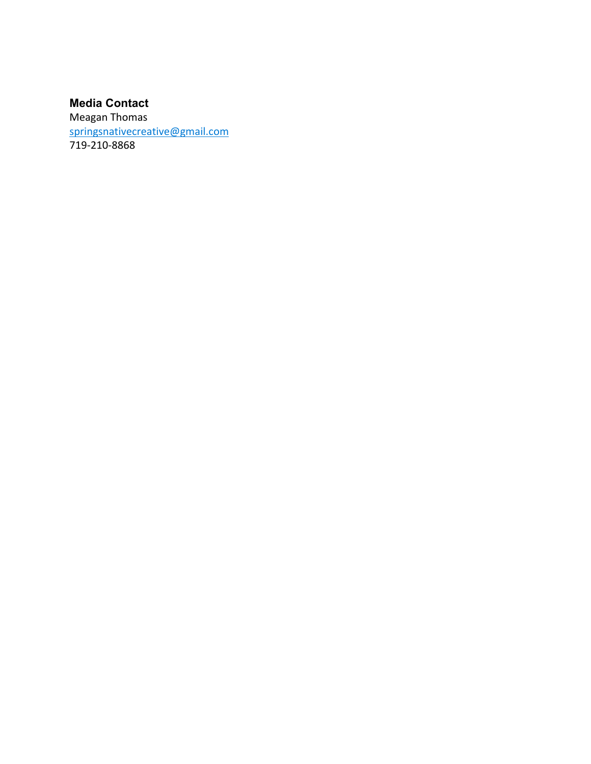**Media Contact**
Meagan Thomas
springsnativecreative@gmail.com
719-210-8868